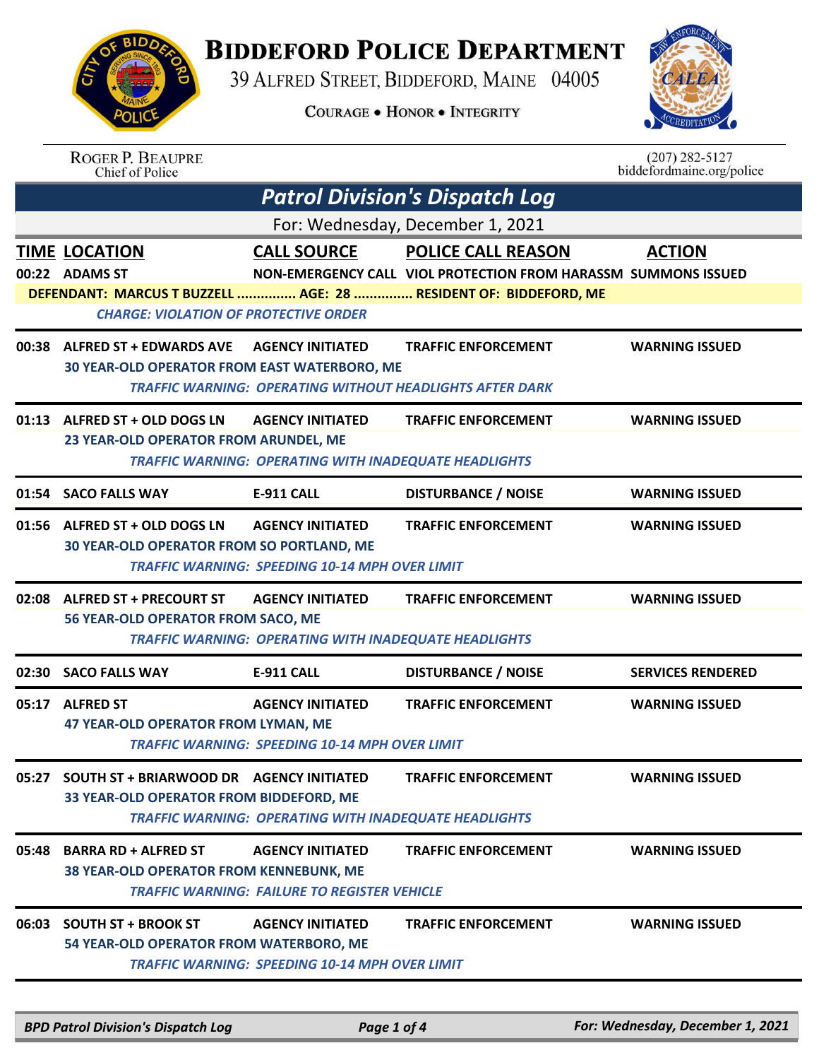# BIDDEFORD POLICE DEPARTMENT

39 ALFRED STREET, BIDDEFORD, MAINE 04005

COURAGE • HONOR • INTEGRITY

ROGER P. BEAUPRE
Chief of Police

(207) 282-5127
biddefordmaine.org/police

## *Patrol Division's Dispatch Log*

For: Wednesday, December 1, 2021

| TIME | LOCATION | CALL SOURCE | POLICE CALL REASON | ACTION |
|---|---|---|---|---|
| 00:22 | ADAMS ST | NON-EMERGENCY CALL | VIOL PROTECTION FROM HARASSM | SUMMONS ISSUED |
| | DEFENDANT: MARCUS T BUZZELL ............... AGE: 28 ............... RESIDENT OF: BIDDEFORD, ME | | | |
| | *CHARGE: VIOLATION OF PROTECTIVE ORDER* | | | |
| 00:38 | ALFRED ST + EDWARDS AVE | AGENCY INITIATED | TRAFFIC ENFORCEMENT | WARNING ISSUED |
| | 30 YEAR-OLD OPERATOR FROM EAST WATERBORO, ME | | | |
| | *TRAFFIC WARNING: OPERATING WITHOUT HEADLIGHTS AFTER DARK* | | | |
| 01:13 | ALFRED ST + OLD DOGS LN | AGENCY INITIATED | TRAFFIC ENFORCEMENT | WARNING ISSUED |
| | 23 YEAR-OLD OPERATOR FROM ARUNDEL, ME | | | |
| | *TRAFFIC WARNING: OPERATING WITH INADEQUATE HEADLIGHTS* | | | |
| 01:54 | SACO FALLS WAY | E-911 CALL | DISTURBANCE / NOISE | WARNING ISSUED |
| 01:56 | ALFRED ST + OLD DOGS LN | AGENCY INITIATED | TRAFFIC ENFORCEMENT | WARNING ISSUED |
| | 30 YEAR-OLD OPERATOR FROM SO PORTLAND, ME | | | |
| | *TRAFFIC WARNING: SPEEDING 10-14 MPH OVER LIMIT* | | | |
| 02:08 | ALFRED ST + PRECOURT ST | AGENCY INITIATED | TRAFFIC ENFORCEMENT | WARNING ISSUED |
| | 56 YEAR-OLD OPERATOR FROM SACO, ME | | | |
| | *TRAFFIC WARNING: OPERATING WITH INADEQUATE HEADLIGHTS* | | | |
| 02:30 | SACO FALLS WAY | E-911 CALL | DISTURBANCE / NOISE | SERVICES RENDERED |
| 05:17 | ALFRED ST | AGENCY INITIATED | TRAFFIC ENFORCEMENT | WARNING ISSUED |
| | 47 YEAR-OLD OPERATOR FROM LYMAN, ME | | | |
| | *TRAFFIC WARNING: SPEEDING 10-14 MPH OVER LIMIT* | | | |
| 05:27 | SOUTH ST + BRIARWOOD DR | AGENCY INITIATED | TRAFFIC ENFORCEMENT | WARNING ISSUED |
| | 33 YEAR-OLD OPERATOR FROM BIDDEFORD, ME | | | |
| | *TRAFFIC WARNING: OPERATING WITH INADEQUATE HEADLIGHTS* | | | |
| 05:48 | BARRA RD + ALFRED ST | AGENCY INITIATED | TRAFFIC ENFORCEMENT | WARNING ISSUED |
| | 38 YEAR-OLD OPERATOR FROM KENNEBUNK, ME | | | |
| | *TRAFFIC WARNING: FAILURE TO REGISTER VEHICLE* | | | |
| 06:03 | SOUTH ST + BROOK ST | AGENCY INITIATED | TRAFFIC ENFORCEMENT | WARNING ISSUED |
| | 54 YEAR-OLD OPERATOR FROM WATERBORO, ME | | | |
| | *TRAFFIC WARNING: SPEEDING 10-14 MPH OVER LIMIT* | | | |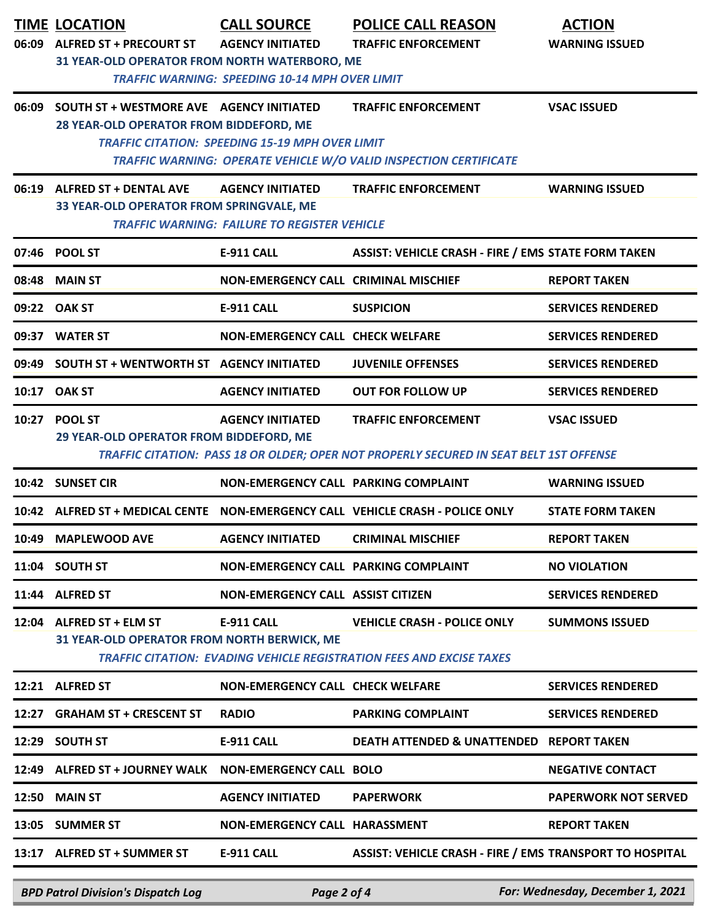| TIME | LOCATION | CALL SOURCE | POLICE CALL REASON | ACTION |
|---|---|---|---|---|
| 06:09 | ALFRED ST + PRECOURT ST | AGENCY INITIATED | TRAFFIC ENFORCEMENT | WARNING ISSUED |
| | 31 YEAR-OLD OPERATOR FROM NORTH WATERBORO, ME | | | |
| | *TRAFFIC WARNING: SPEEDING 10-14 MPH OVER LIMIT* | | | |
| 06:09 | SOUTH ST + WESTMORE AVE | AGENCY INITIATED | TRAFFIC ENFORCEMENT | VSAC ISSUED |
| | 28 YEAR-OLD OPERATOR FROM BIDDEFORD, ME | | | |
| | *TRAFFIC CITATION: SPEEDING 15-19 MPH OVER LIMIT* | | | |
| | *TRAFFIC WARNING: OPERATE VEHICLE W/O VALID INSPECTION CERTIFICATE* | | | |
| 06:19 | ALFRED ST + DENTAL AVE | AGENCY INITIATED | TRAFFIC ENFORCEMENT | WARNING ISSUED |
| | 33 YEAR-OLD OPERATOR FROM SPRINGVALE, ME | | | |
| | *TRAFFIC WARNING: FAILURE TO REGISTER VEHICLE* | | | |
| 07:46 | POOL ST | E-911 CALL | ASSIST: VEHICLE CRASH - FIRE / EMS | STATE FORM TAKEN |
| 08:48 | MAIN ST | NON-EMERGENCY CALL | CRIMINAL MISCHIEF | REPORT TAKEN |
| 09:22 | OAK ST | E-911 CALL | SUSPICION | SERVICES RENDERED |
| 09:37 | WATER ST | NON-EMERGENCY CALL | CHECK WELFARE | SERVICES RENDERED |
| 09:49 | SOUTH ST + WENTWORTH ST | AGENCY INITIATED | JUVENILE OFFENSES | SERVICES RENDERED |
| 10:17 | OAK ST | AGENCY INITIATED | OUT FOR FOLLOW UP | SERVICES RENDERED |
| 10:27 | POOL ST | AGENCY INITIATED | TRAFFIC ENFORCEMENT | VSAC ISSUED |
| | 29 YEAR-OLD OPERATOR FROM BIDDEFORD, ME | | | |
| | *TRAFFIC CITATION: PASS 18 OR OLDER; OPER NOT PROPERLY SECURED IN SEAT BELT 1ST OFFENSE* | | | |
| 10:42 | SUNSET CIR | NON-EMERGENCY CALL | PARKING COMPLAINT | WARNING ISSUED |
| 10:42 | ALFRED ST + MEDICAL CENTE | NON-EMERGENCY CALL | VEHICLE CRASH - POLICE ONLY | STATE FORM TAKEN |
| 10:49 | MAPLEWOOD AVE | AGENCY INITIATED | CRIMINAL MISCHIEF | REPORT TAKEN |
| 11:04 | SOUTH ST | NON-EMERGENCY CALL | PARKING COMPLAINT | NO VIOLATION |
| 11:44 | ALFRED ST | NON-EMERGENCY CALL | ASSIST CITIZEN | SERVICES RENDERED |
| 12:04 | ALFRED ST + ELM ST | E-911 CALL | VEHICLE CRASH - POLICE ONLY | SUMMONS ISSUED |
| | 31 YEAR-OLD OPERATOR FROM NORTH BERWICK, ME | | | |
| | *TRAFFIC CITATION: EVADING VEHICLE REGISTRATION FEES AND EXCISE TAXES* | | | |
| 12:21 | ALFRED ST | NON-EMERGENCY CALL | CHECK WELFARE | SERVICES RENDERED |
| 12:27 | GRAHAM ST + CRESCENT ST | RADIO | PARKING COMPLAINT | SERVICES RENDERED |
| 12:29 | SOUTH ST | E-911 CALL | DEATH ATTENDED & UNATTENDED | REPORT TAKEN |
| 12:49 | ALFRED ST + JOURNEY WALK | NON-EMERGENCY CALL | BOLO | NEGATIVE CONTACT |
| 12:50 | MAIN ST | AGENCY INITIATED | PAPERWORK | PAPERWORK NOT SERVED |
| 13:05 | SUMMER ST | NON-EMERGENCY CALL | HARASSMENT | REPORT TAKEN |
| 13:17 | ALFRED ST + SUMMER ST | E-911 CALL | ASSIST: VEHICLE CRASH - FIRE / EMS | TRANSPORT TO HOSPITAL |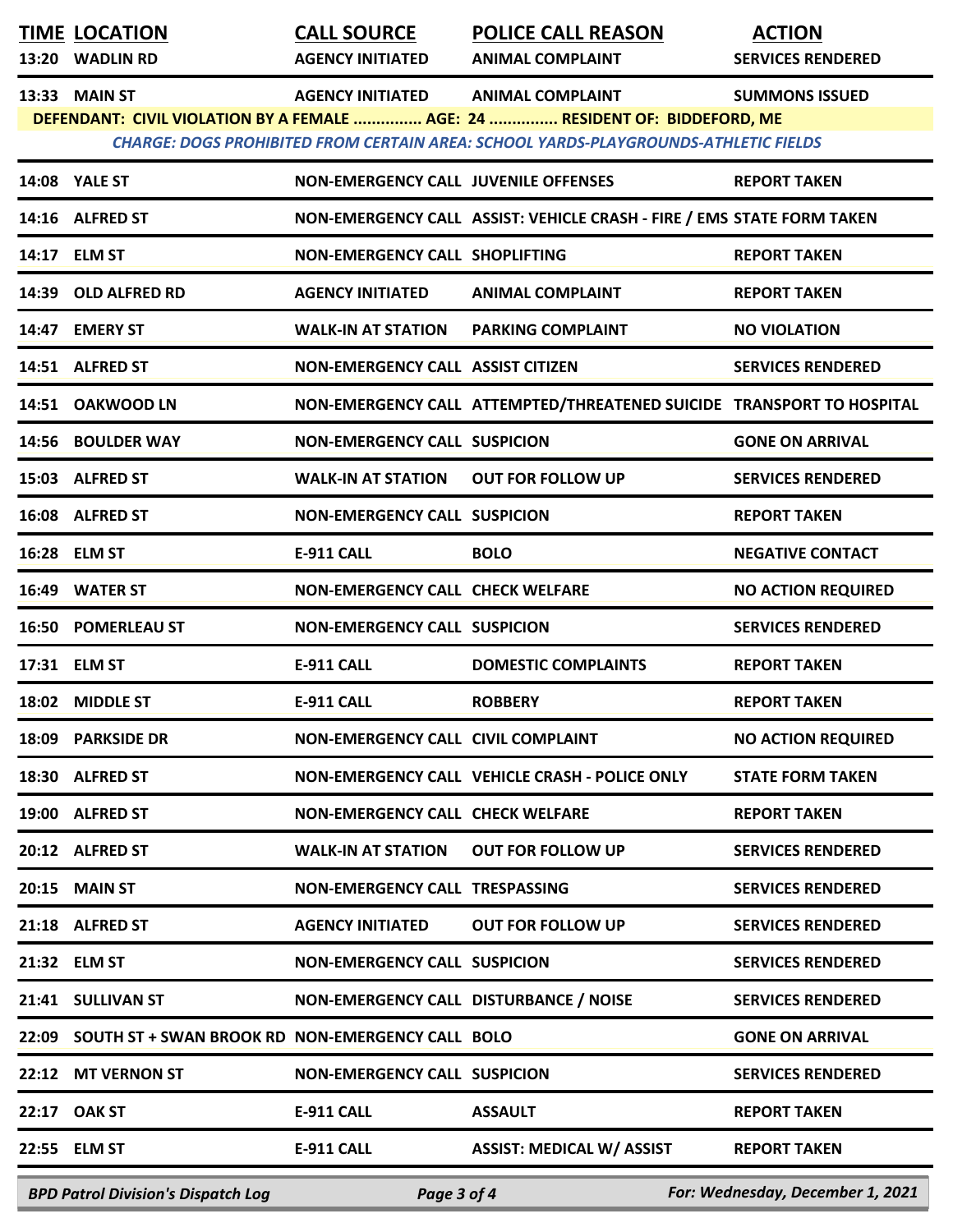| TIME | LOCATION | CALL SOURCE | POLICE CALL REASON | ACTION |
|---|---|---|---|---|
| 13:20 | WADLIN RD | AGENCY INITIATED | ANIMAL COMPLAINT | SERVICES RENDERED |
| 13:33 | MAIN ST | AGENCY INITIATED | ANIMAL COMPLAINT | SUMMONS ISSUED |
| DEFENDANT: CIVIL VIOLATION BY A FEMALE ............... AGE: 24 ............... RESIDENT OF: BIDDEFORD, ME | | | | |
| *CHARGE: DOGS PROHIBITED FROM CERTAIN AREA: SCHOOL YARDS-PLAYGROUNDS-ATHLETIC FIELDS* | | | | |
| 14:08 | YALE ST | NON-EMERGENCY CALL | JUVENILE OFFENSES | REPORT TAKEN |
| 14:16 | ALFRED ST | NON-EMERGENCY CALL | ASSIST: VEHICLE CRASH - FIRE / EMS | STATE FORM TAKEN |
| 14:17 | ELM ST | NON-EMERGENCY CALL | SHOPLIFTING | REPORT TAKEN |
| 14:39 | OLD ALFRED RD | AGENCY INITIATED | ANIMAL COMPLAINT | REPORT TAKEN |
| 14:47 | EMERY ST | WALK-IN AT STATION | PARKING COMPLAINT | NO VIOLATION |
| 14:51 | ALFRED ST | NON-EMERGENCY CALL | ASSIST CITIZEN | SERVICES RENDERED |
| 14:51 | OAKWOOD LN | NON-EMERGENCY CALL | ATTEMPTED/THREATENED SUICIDE | TRANSPORT TO HOSPITAL |
| 14:56 | BOULDER WAY | NON-EMERGENCY CALL | SUSPICION | GONE ON ARRIVAL |
| 15:03 | ALFRED ST | WALK-IN AT STATION | OUT FOR FOLLOW UP | SERVICES RENDERED |
| 16:08 | ALFRED ST | NON-EMERGENCY CALL | SUSPICION | REPORT TAKEN |
| 16:28 | ELM ST | E-911 CALL | BOLO | NEGATIVE CONTACT |
| 16:49 | WATER ST | NON-EMERGENCY CALL | CHECK WELFARE | NO ACTION REQUIRED |
| 16:50 | POMERLEAU ST | NON-EMERGENCY CALL | SUSPICION | SERVICES RENDERED |
| 17:31 | ELM ST | E-911 CALL | DOMESTIC COMPLAINTS | REPORT TAKEN |
| 18:02 | MIDDLE ST | E-911 CALL | ROBBERY | REPORT TAKEN |
| 18:09 | PARKSIDE DR | NON-EMERGENCY CALL | CIVIL COMPLAINT | NO ACTION REQUIRED |
| 18:30 | ALFRED ST | NON-EMERGENCY CALL | VEHICLE CRASH - POLICE ONLY | STATE FORM TAKEN |
| 19:00 | ALFRED ST | NON-EMERGENCY CALL | CHECK WELFARE | REPORT TAKEN |
| 20:12 | ALFRED ST | WALK-IN AT STATION | OUT FOR FOLLOW UP | SERVICES RENDERED |
| 20:15 | MAIN ST | NON-EMERGENCY CALL | TRESPASSING | SERVICES RENDERED |
| 21:18 | ALFRED ST | AGENCY INITIATED | OUT FOR FOLLOW UP | SERVICES RENDERED |
| 21:32 | ELM ST | NON-EMERGENCY CALL | SUSPICION | SERVICES RENDERED |
| 21:41 | SULLIVAN ST | NON-EMERGENCY CALL | DISTURBANCE / NOISE | SERVICES RENDERED |
| 22:09 | SOUTH ST + SWAN BROOK RD | NON-EMERGENCY CALL | BOLO | GONE ON ARRIVAL |
| 22:12 | MT VERNON ST | NON-EMERGENCY CALL | SUSPICION | SERVICES RENDERED |
| 22:17 | OAK ST | E-911 CALL | ASSAULT | REPORT TAKEN |
| 22:55 | ELM ST | E-911 CALL | ASSIST: MEDICAL W/ ASSIST | REPORT TAKEN |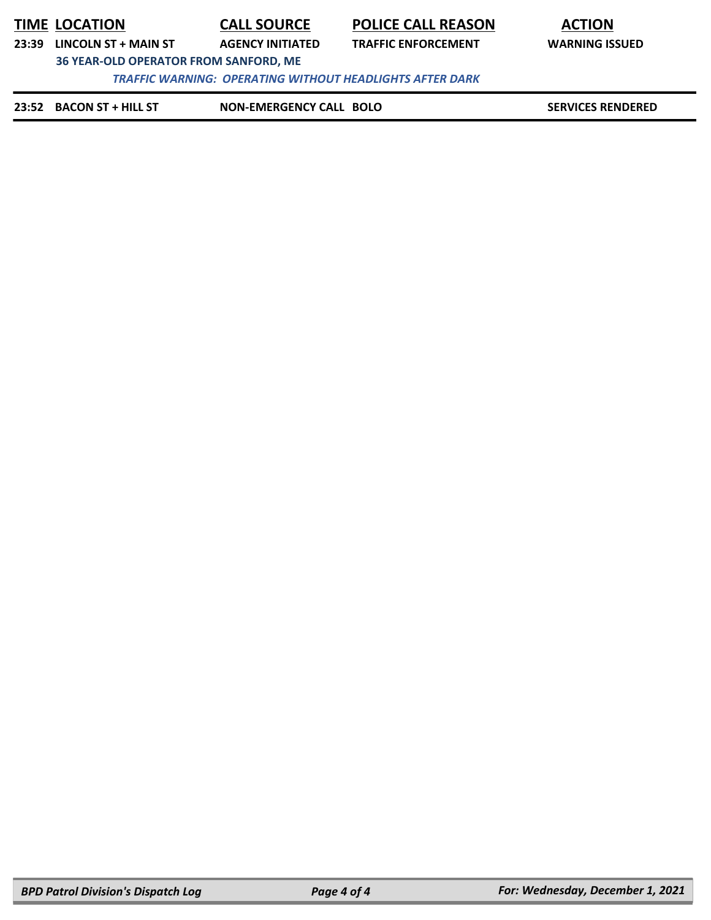| TIME | LOCATION | CALL SOURCE | POLICE CALL REASON | ACTION |
|---|---|---|---|---|
| 23:39 | LINCOLN ST + MAIN ST | AGENCY INITIATED | TRAFFIC ENFORCEMENT | WARNING ISSUED |
| | 36 YEAR-OLD OPERATOR FROM SANFORD, ME | | | |
| | | *TRAFFIC WARNING: OPERATING WITHOUT HEADLIGHTS AFTER DARK* | | |
| 23:52 | BACON ST + HILL ST | NON-EMERGENCY CALL | BOLO | SERVICES RENDERED |